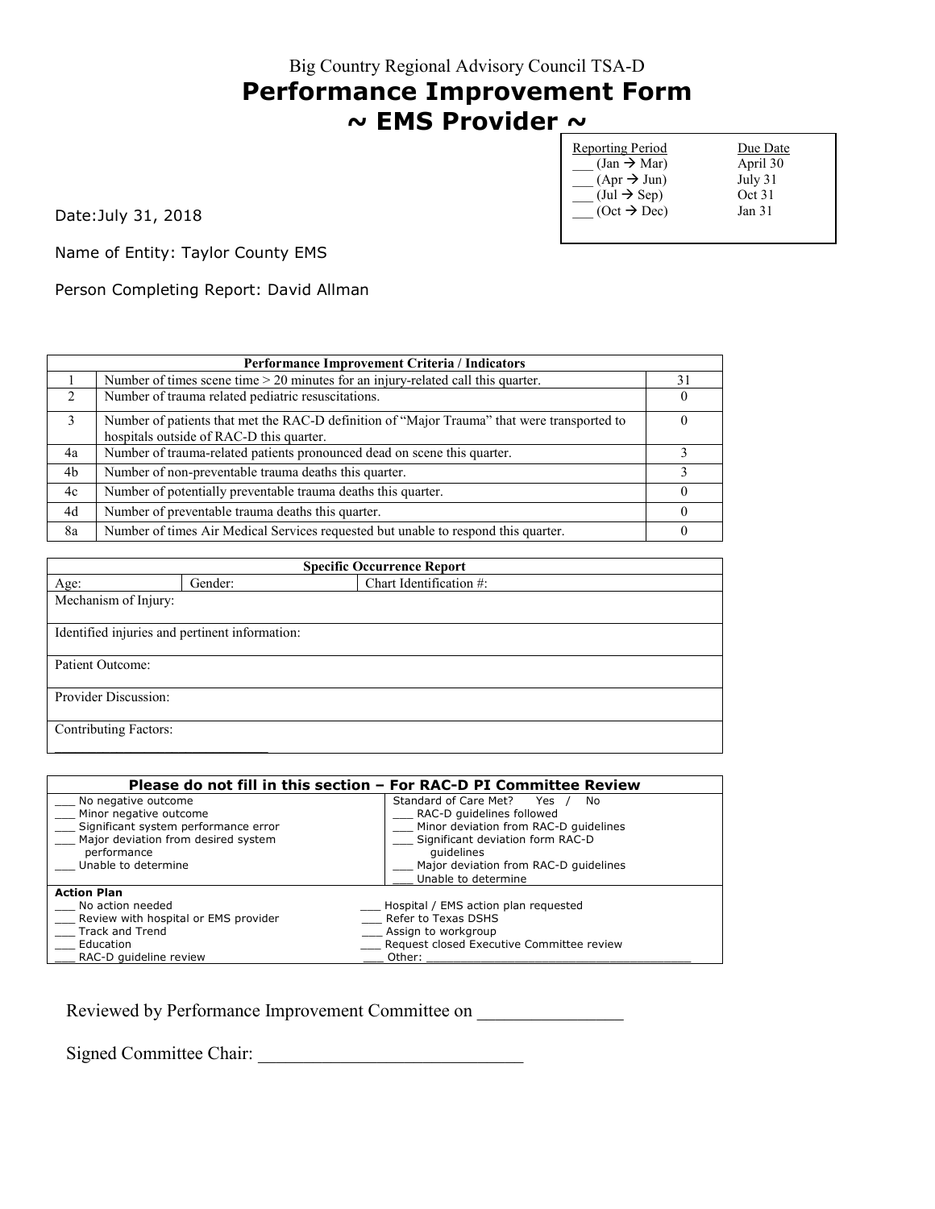Big Country Regional Advisory Council TSA-D

# Performance Improvement Form
# ~ EMS Provider ~

| Reporting Period | Due Date |
|---|---|
| ___ (Jan → Mar) | April 30 |
| ___ (Apr → Jun) | July 31 |
| ___ (Jul → Sep) | Oct 31 |
| ___ (Oct → Dec) | Jan 31 |

Date:July 31, 2018

Name of Entity: Taylor County EMS

Person Completing Report: David Allman

| Performance Improvement Criteria / Indicators | | |
|---|---|---|
| 1 | Number of times scene time > 20 minutes for an injury-related call this quarter. | 31 |
| 2 | Number of trauma related pediatric resuscitations. | 0 |
| 3 | Number of patients that met the RAC-D definition of "Major Trauma" that were transported to hospitals outside of RAC-D this quarter. | 0 |
| 4a | Number of trauma-related patients pronounced dead on scene this quarter. | 3 |
| 4b | Number of non-preventable trauma deaths this quarter. | 3 |
| 4c | Number of potentially preventable trauma deaths this quarter. | 0 |
| 4d | Number of preventable trauma deaths this quarter. | 0 |
| 8a | Number of times Air Medical Services requested but unable to respond this quarter. | 0 |

| Specific Occurrence Report | | |
|---|---|---|
| Age: | Gender: | Chart Identification #: |
| Mechanism of Injury: | | |
| Identified injuries and pertinent information: | | |
| Patient Outcome: | | |
| Provider Discussion: | | |
| Contributing Factors: | | |

| Please do not fill in this section – For RAC-D PI Committee Review | |
|---|---|
| ___ No negative outcome | Standard of Care Met? Yes / No |
| ___ Minor negative outcome | ___ RAC-D guidelines followed |
| ___ Significant system performance error | ___ Minor deviation from RAC-D guidelines |
| ___ Major deviation from desired system performance | ___ Significant deviation form RAC-D guidelines |
| ___ Unable to determine | ___ Major deviation from RAC-D guidelines |
| | ___ Unable to determine |
| **Action Plan** | |
| ___ No action needed | ___ Hospital / EMS action plan requested |
| ___ Review with hospital or EMS provider | ___ Refer to Texas DSHS |
| ___ Track and Trend | ___ Assign to workgroup |
| ___ Education | ___ Request closed Executive Committee review |
| ___ RAC-D guideline review | ___ Other: ______________________________ |

Reviewed by Performance Improvement Committee on _______________

Signed Committee Chair: ____________________________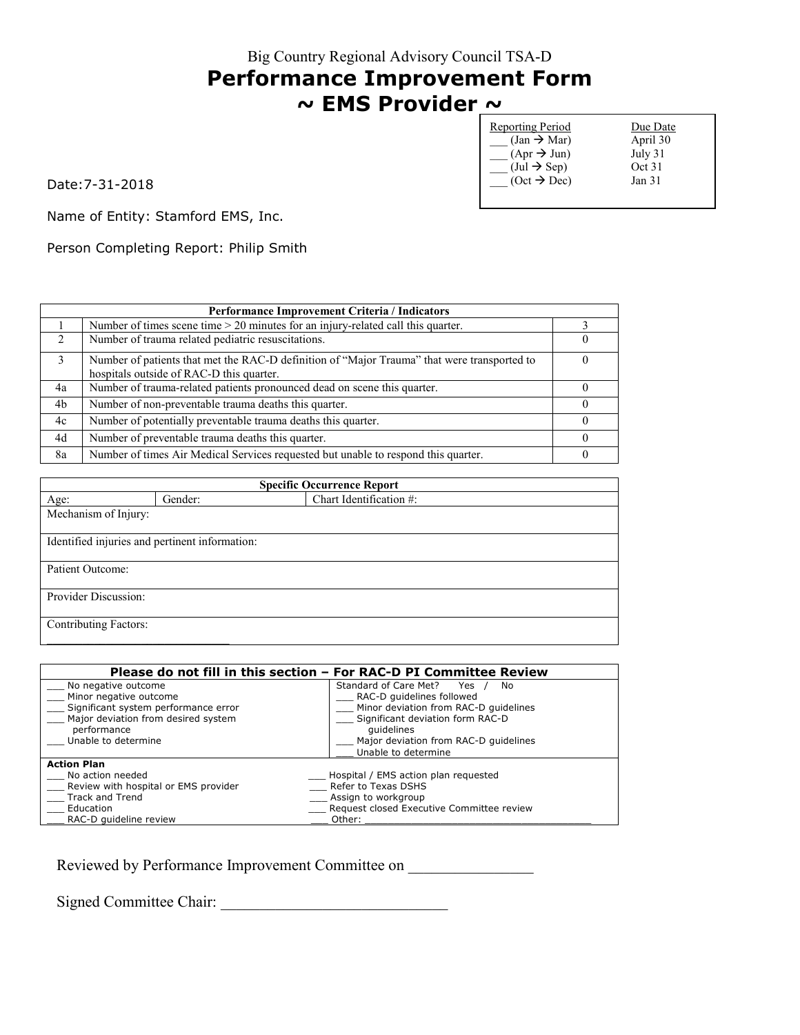Big Country Regional Advisory Council TSA-D

# Performance Improvement Form
# ~ EMS Provider ~

| Reporting Period | Due Date |
|---|---|
| ___ (Jan → Mar) | April 30 |
| ___ (Apr → Jun) | July 31 |
| ___ (Jul → Sep) | Oct 31 |
| ___ (Oct → Dec) | Jan 31 |

Date:7-31-2018

Name of Entity: Stamford EMS, Inc.

Person Completing Report: Philip Smith

| Performance Improvement Criteria / Indicators | | |
|---|---|---|
| 1 | Number of times scene time > 20 minutes for an injury-related call this quarter. | 3 |
| 2 | Number of trauma related pediatric resuscitations. | 0 |
| 3 | Number of patients that met the RAC-D definition of "Major Trauma" that were transported to hospitals outside of RAC-D this quarter. | 0 |
| 4a | Number of trauma-related patients pronounced dead on scene this quarter. | 0 |
| 4b | Number of non-preventable trauma deaths this quarter. | 0 |
| 4c | Number of potentially preventable trauma deaths this quarter. | 0 |
| 4d | Number of preventable trauma deaths this quarter. | 0 |
| 8a | Number of times Air Medical Services requested but unable to respond this quarter. | 0 |

| Specific Occurrence Report | | |
|---|---|---|
| Age: | Gender: | Chart Identification #: |
| Mechanism of Injury: | | |
| Identified injuries and pertinent information: | | |
| Patient Outcome: | | |
| Provider Discussion: | | |
| Contributing Factors: | | |

| Please do not fill in this section – For RAC-D PI Committee Review | |
|---|---|
| ___ No negative outcome | Standard of Care Met? Yes / No |
| ___ Minor negative outcome | ___ RAC-D guidelines followed |
| ___ Significant system performance error | ___ Minor deviation from RAC-D guidelines |
| ___ Major deviation from desired system performance | ___ Significant deviation form RAC-D guidelines |
| ___ Unable to determine | ___ Major deviation from RAC-D guidelines |
| | ___ Unable to determine |
| **Action Plan** | |
| ___ No action needed | ___ Hospital / EMS action plan requested |
| ___ Review with hospital or EMS provider | ___ Refer to Texas DSHS |
| ___ Track and Trend | ___ Assign to workgroup |
| ___ Education | ___ Request closed Executive Committee review |
| ___ RAC-D guideline review | ___ Other: ________________ |

Reviewed by Performance Improvement Committee on _______________

Signed Committee Chair: ____________________________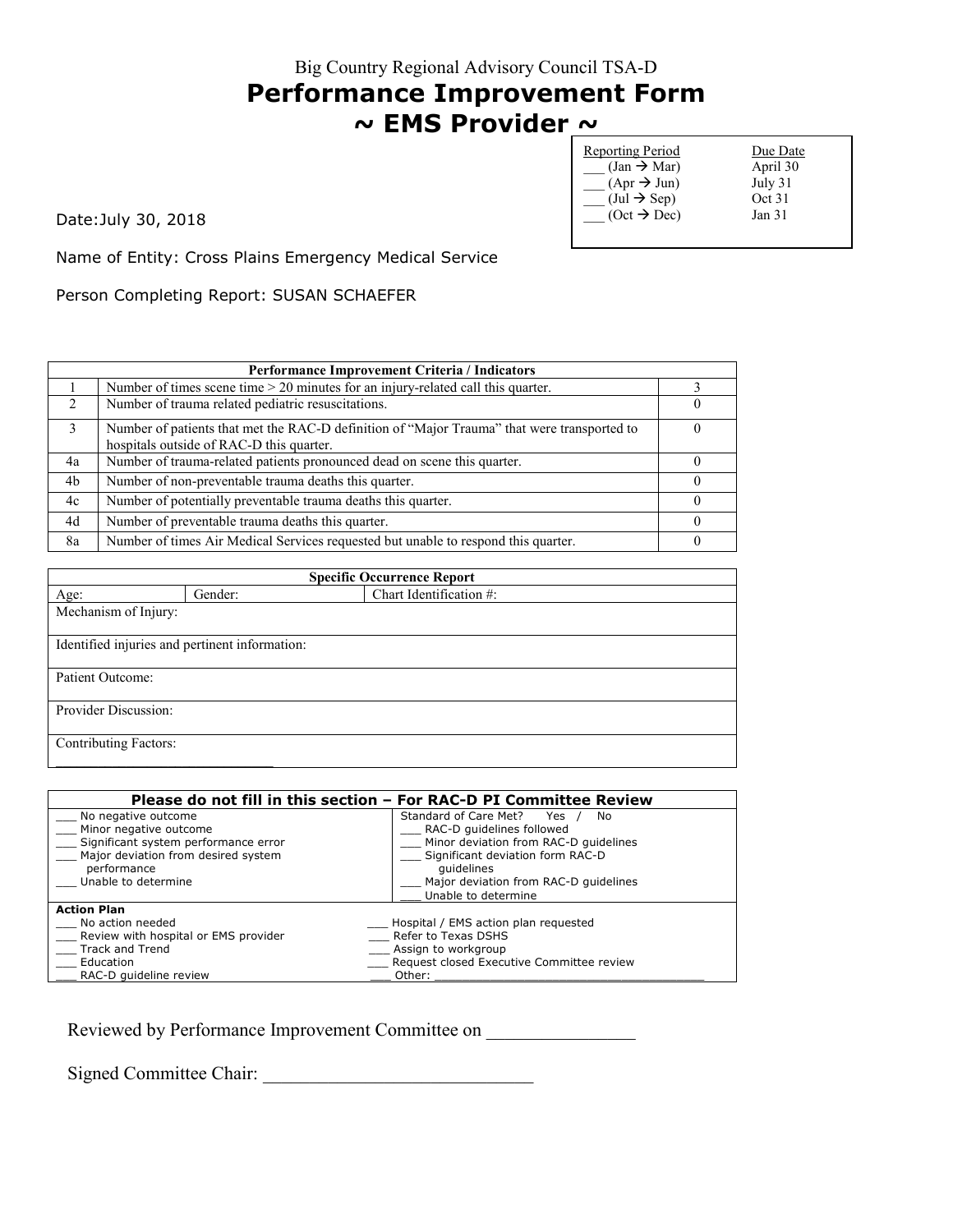Big Country Regional Advisory Council TSA-D

# Performance Improvement Form

## ~ EMS Provider ~

| Reporting Period | Due Date |
|---|---|
| ___ (Jan → Mar) | April 30 |
| ___ (Apr → Jun) | July 31 |
| ___ (Jul → Sep) | Oct 31 |
| ___ (Oct → Dec) | Jan 31 |

Date:July 30, 2018

Name of Entity: Cross Plains Emergency Medical Service

Person Completing Report: SUSAN SCHAEFER

| Performance Improvement Criteria / Indicators | | |
|---|---|---|
| 1 | Number of times scene time > 20 minutes for an injury-related call this quarter. | 3 |
| 2 | Number of trauma related pediatric resuscitations. | 0 |
| 3 | Number of patients that met the RAC-D definition of "Major Trauma" that were transported to hospitals outside of RAC-D this quarter. | 0 |
| 4a | Number of trauma-related patients pronounced dead on scene this quarter. | 0 |
| 4b | Number of non-preventable trauma deaths this quarter. | 0 |
| 4c | Number of potentially preventable trauma deaths this quarter. | 0 |
| 4d | Number of preventable trauma deaths this quarter. | 0 |
| 8a | Number of times Air Medical Services requested but unable to respond this quarter. | 0 |

| Specific Occurrence Report | | |
|---|---|---|
| Age: | Gender: | Chart Identification #: |
| Mechanism of Injury: | | |
| Identified injuries and pertinent information: | | |
| Patient Outcome: | | |
| Provider Discussion: | | |
| Contributing Factors: | | |

**Please do not fill in this section – For RAC-D PI Committee Review**

| | |
|---|---|
| ___ No negative outcome<br>___ Minor negative outcome<br>___ Significant system performance error<br>___ Major deviation from desired system performance<br>___ Unable to determine | Standard of Care Met? Yes / No<br>___ RAC-D guidelines followed<br>___ Minor deviation from RAC-D guidelines<br>___ Significant deviation form RAC-D guidelines<br>___ Major deviation from RAC-D guidelines<br>___ Unable to determine |

**Action Plan**

| | |
|---|---|
| ___ No action needed | ___ Hospital / EMS action plan requested |
| ___ Review with hospital or EMS provider | ___ Refer to Texas DSHS |
| ___ Track and Trend | ___ Assign to workgroup |
| ___ Education | ___ Request closed Executive Committee review |
| ___ RAC-D guideline review | ___ Other: ________________________________ |

Reviewed by Performance Improvement Committee on _______________

Signed Committee Chair: ____________________________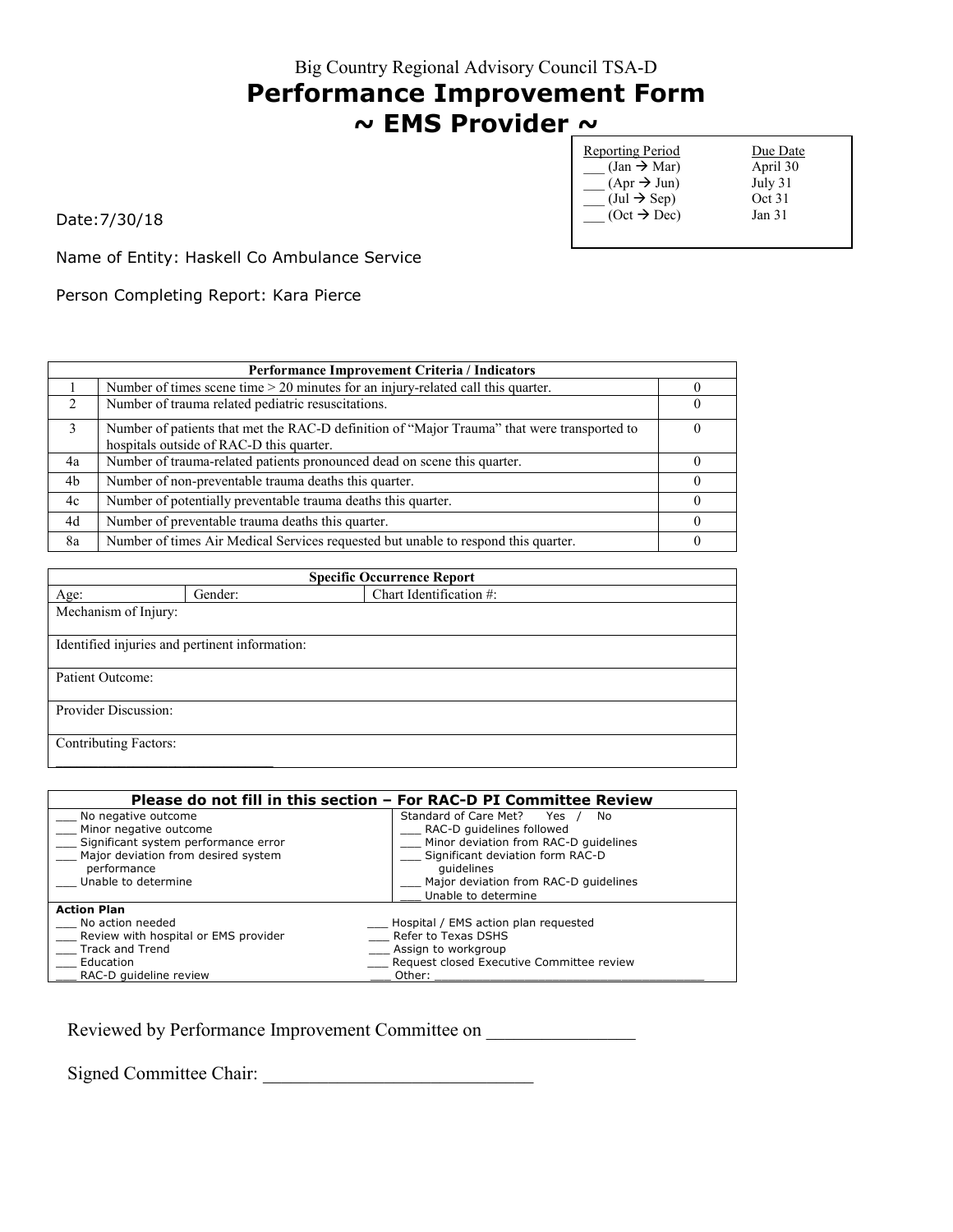Big Country Regional Advisory Council TSA-D

# Performance Improvement Form
## ~ EMS Provider ~

| Reporting Period | Due Date |
|---|---|
| ___ (Jan → Mar) | April 30 |
| ___ (Apr → Jun) | July 31 |
| ___ (Jul → Sep) | Oct 31 |
| ___ (Oct → Dec) | Jan 31 |

Date:7/30/18

Name of Entity: Haskell Co Ambulance Service

Person Completing Report: Kara Pierce

| Performance Improvement Criteria / Indicators | | |
|---|---|---|
| 1 | Number of times scene time > 20 minutes for an injury-related call this quarter. | 0 |
| 2 | Number of trauma related pediatric resuscitations. | 0 |
| 3 | Number of patients that met the RAC-D definition of "Major Trauma" that were transported to hospitals outside of RAC-D this quarter. | 0 |
| 4a | Number of trauma-related patients pronounced dead on scene this quarter. | 0 |
| 4b | Number of non-preventable trauma deaths this quarter. | 0 |
| 4c | Number of potentially preventable trauma deaths this quarter. | 0 |
| 4d | Number of preventable trauma deaths this quarter. | 0 |
| 8a | Number of times Air Medical Services requested but unable to respond this quarter. | 0 |

| Specific Occurrence Report | | |
|---|---|---|
| Age: | Gender: | Chart Identification #: |
| Mechanism of Injury: | | |
| Identified injuries and pertinent information: | | |
| Patient Outcome: | | |
| Provider Discussion: | | |
| Contributing Factors: | | |

| Please do not fill in this section – For RAC-D PI Committee Review | |
|---|---|
| ___ No negative outcome<br>___ Minor negative outcome<br>___ Significant system performance error<br>___ Major deviation from desired system performance<br>___ Unable to determine | Standard of Care Met? Yes / No<br>___ RAC-D guidelines followed<br>___ Minor deviation from RAC-D guidelines<br>___ Significant deviation form RAC-D guidelines<br>___ Major deviation from RAC-D guidelines<br>___ Unable to determine |
| **Action Plan**<br>___ No action needed<br>___ Review with hospital or EMS provider<br>___ Track and Trend<br>___ Education<br>___ RAC-D guideline review | ___ Hospital / EMS action plan requested<br>___ Refer to Texas DSHS<br>___ Assign to workgroup<br>___ Request closed Executive Committee review<br>___ Other: ______________________________ |

Reviewed by Performance Improvement Committee on _______________

Signed Committee Chair: ____________________________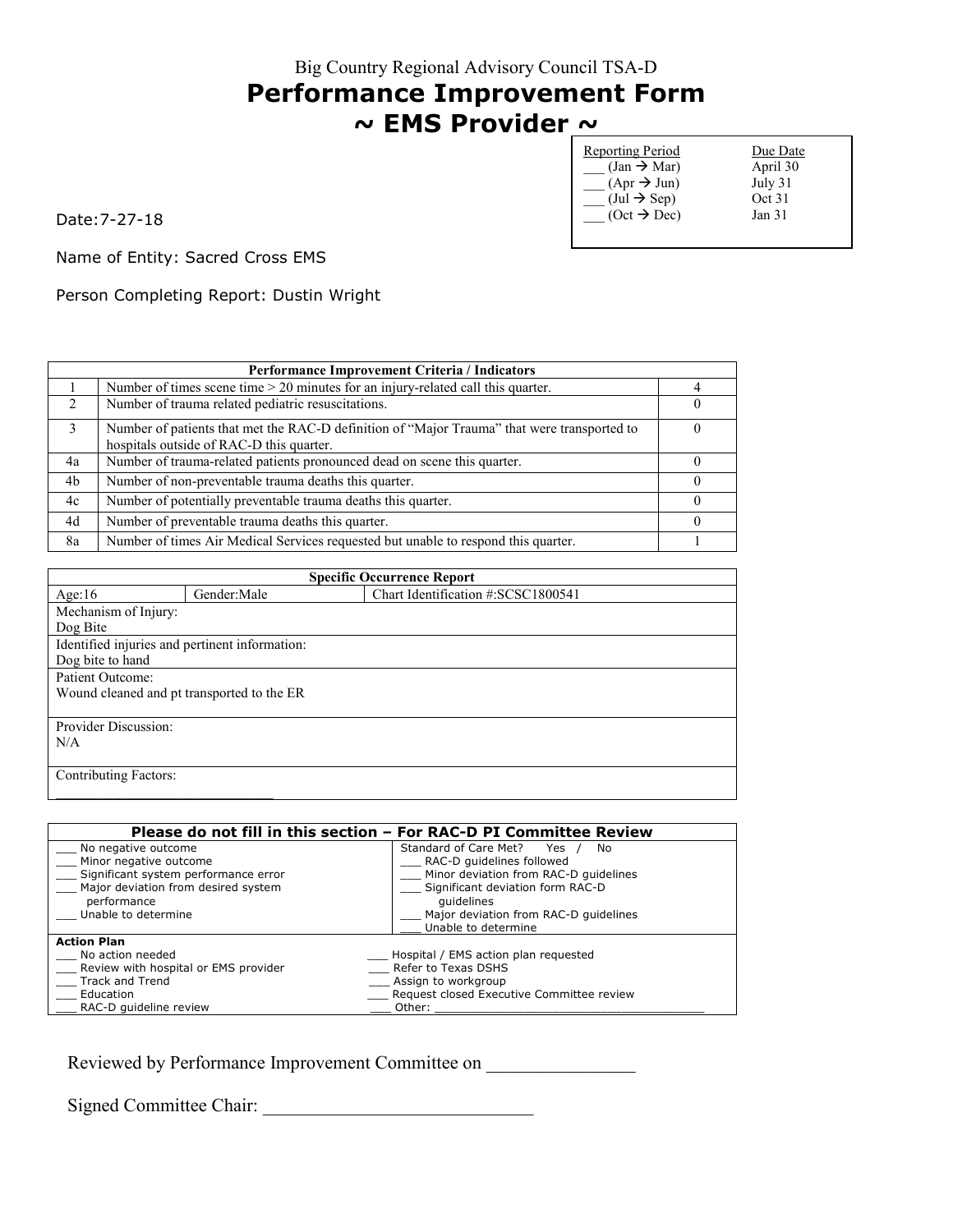Big Country Regional Advisory Council TSA-D

# Performance Improvement Form

## ~ EMS Provider ~

| Reporting Period | Due Date |
|---|---|
| ___ (Jan → Mar) | April 30 |
| ___ (Apr → Jun) | July 31 |
| ___ (Jul → Sep) | Oct 31 |
| ___ (Oct → Dec) | Jan 31 |

Date:7-27-18

Name of Entity: Sacred Cross EMS

Person Completing Report: Dustin Wright

| Performance Improvement Criteria / Indicators | | |
|---|---|---|
| 1 | Number of times scene time > 20 minutes for an injury-related call this quarter. | 4 |
| 2 | Number of trauma related pediatric resuscitations. | 0 |
| 3 | Number of patients that met the RAC-D definition of "Major Trauma" that were transported to hospitals outside of RAC-D this quarter. | 0 |
| 4a | Number of trauma-related patients pronounced dead on scene this quarter. | 0 |
| 4b | Number of non-preventable trauma deaths this quarter. | 0 |
| 4c | Number of potentially preventable trauma deaths this quarter. | 0 |
| 4d | Number of preventable trauma deaths this quarter. | 0 |
| 8a | Number of times Air Medical Services requested but unable to respond this quarter. | 1 |

| Specific Occurrence Report | | |
|---|---|---|
| Age:16 | Gender:Male | Chart Identification #:SCSC1800541 |
| Mechanism of Injury:<br>Dog Bite | | |
| Identified injuries and pertinent information:<br>Dog bite to hand | | |
| Patient Outcome:<br>Wound cleaned and pt transported to the ER | | |
| Provider Discussion:<br>N/A | | |
| Contributing Factors:<br>_________________________ | | |

| Please do not fill in this section – For RAC-D PI Committee Review | |
|---|---|
| ___ No negative outcome<br>___ Minor negative outcome<br>___ Significant system performance error<br>___ Major deviation from desired system performance<br>___ Unable to determine | Standard of Care Met? Yes / No<br>___ RAC-D guidelines followed<br>___ Minor deviation from RAC-D guidelines<br>___ Significant deviation form RAC-D guidelines<br>___ Major deviation from RAC-D guidelines<br>___ Unable to determine |
| **Action Plan**<br>___ No action needed<br>___ Review with hospital or EMS provider<br>___ Track and Trend<br>___ Education<br>___ RAC-D guideline review | <br>___ Hospital / EMS action plan requested<br>___ Refer to Texas DSHS<br>___ Assign to workgroup<br>___ Request closed Executive Committee review<br>___ Other: ______________________________ |

Reviewed by Performance Improvement Committee on _______________

Signed Committee Chair: ____________________________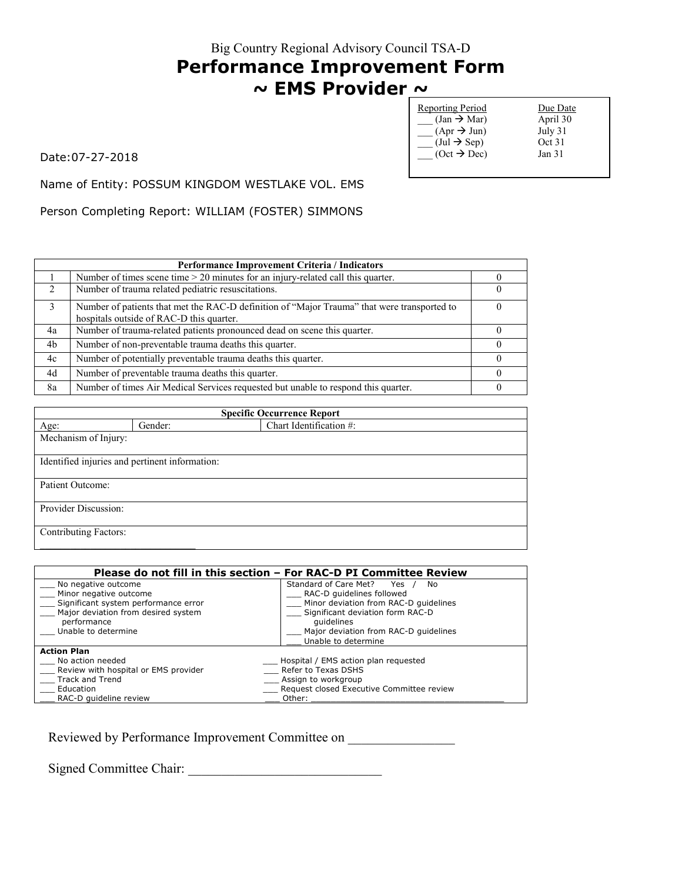Big Country Regional Advisory Council TSA-D

# Performance Improvement Form
## ~ EMS Provider ~

| Reporting Period | Due Date |
|---|---|
| ___ (Jan → Mar) | April 30 |
| ___ (Apr → Jun) | July 31 |
| ___ (Jul → Sep) | Oct 31 |
| ___ (Oct → Dec) | Jan 31 |

Date:07-27-2018

Name of Entity: POSSUM KINGDOM WESTLAKE VOL. EMS

Person Completing Report: WILLIAM (FOSTER) SIMMONS

| Performance Improvement Criteria / Indicators | | |
|---|---|---|
| 1 | Number of times scene time > 20 minutes for an injury-related call this quarter. | 0 |
| 2 | Number of trauma related pediatric resuscitations. | 0 |
| 3 | Number of patients that met the RAC-D definition of "Major Trauma" that were transported to hospitals outside of RAC-D this quarter. | 0 |
| 4a | Number of trauma-related patients pronounced dead on scene this quarter. | 0 |
| 4b | Number of non-preventable trauma deaths this quarter. | 0 |
| 4c | Number of potentially preventable trauma deaths this quarter. | 0 |
| 4d | Number of preventable trauma deaths this quarter. | 0 |
| 8a | Number of times Air Medical Services requested but unable to respond this quarter. | 0 |

| Specific Occurrence Report | | |
|---|---|---|
| Age: | Gender: | Chart Identification #: |
| Mechanism of Injury: | | |
| Identified injuries and pertinent information: | | |
| Patient Outcome: | | |
| Provider Discussion: | | |
| Contributing Factors: ___________________________ | | |

| Please do not fill in this section – For RAC-D PI Committee Review | |
|---|---|
| ___ No negative outcome<br>___ Minor negative outcome<br>___ Significant system performance error<br>___ Major deviation from desired system performance<br>___ Unable to determine | Standard of Care Met? Yes / No<br>___ RAC-D guidelines followed<br>___ Minor deviation from RAC-D guidelines<br>___ Significant deviation form RAC-D guidelines<br>___ Major deviation from RAC-D guidelines<br>___ Unable to determine |
| **Action Plan**<br>___ No action needed<br>___ Review with hospital or EMS provider<br>___ Track and Trend<br>___ Education<br>___ RAC-D guideline review | <br>___ Hospital / EMS action plan requested<br>___ Refer to Texas DSHS<br>___ Assign to workgroup<br>___ Request closed Executive Committee review<br>___ Other: ________________________________________ |

Reviewed by Performance Improvement Committee on _______________

Signed Committee Chair: _____________________________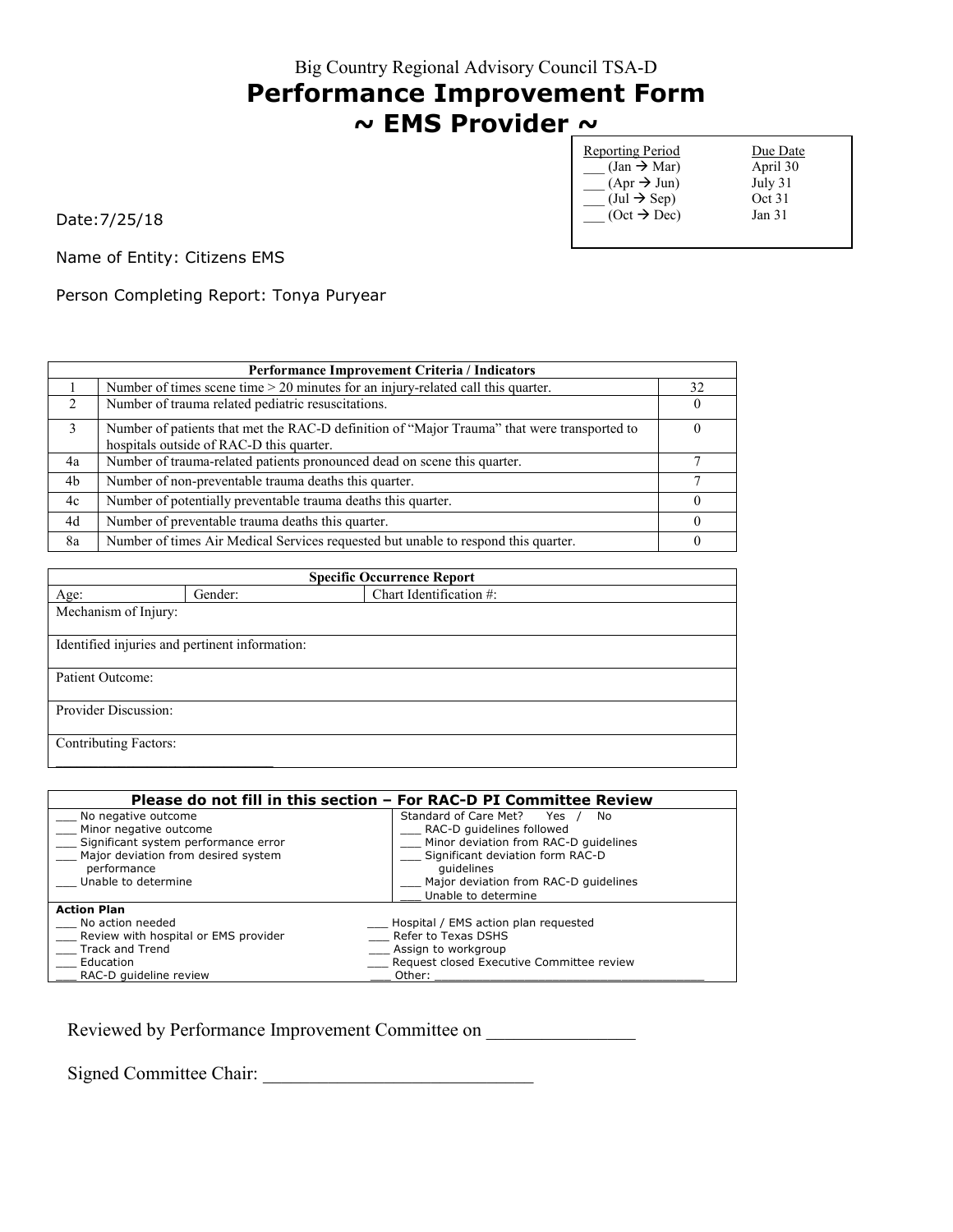Big Country Regional Advisory Council TSA-D

# Performance Improvement Form
# ~ EMS Provider ~

| Reporting Period | Due Date |
|---|---|
| ___ (Jan → Mar) | April 30 |
| ___ (Apr → Jun) | July 31 |
| ___ (Jul → Sep) | Oct 31 |
| ___ (Oct → Dec) | Jan 31 |

Date:7/25/18

Name of Entity: Citizens EMS

Person Completing Report: Tonya Puryear

| Performance Improvement Criteria / Indicators | | |
|---|---|---|
| 1 | Number of times scene time > 20 minutes for an injury-related call this quarter. | 32 |
| 2 | Number of trauma related pediatric resuscitations. | 0 |
| 3 | Number of patients that met the RAC-D definition of "Major Trauma" that were transported to hospitals outside of RAC-D this quarter. | 0 |
| 4a | Number of trauma-related patients pronounced dead on scene this quarter. | 7 |
| 4b | Number of non-preventable trauma deaths this quarter. | 7 |
| 4c | Number of potentially preventable trauma deaths this quarter. | 0 |
| 4d | Number of preventable trauma deaths this quarter. | 0 |
| 8a | Number of times Air Medical Services requested but unable to respond this quarter. | 0 |

| Specific Occurrence Report | | |
|---|---|---|
| Age: | Gender: | Chart Identification #: |
| Mechanism of Injury: | | |
| Identified injuries and pertinent information: | | |
| Patient Outcome: | | |
| Provider Discussion: | | |
| Contributing Factors: | | |

| Please do not fill in this section – For RAC-D PI Committee Review | |
|---|---|
| ___ No negative outcome<br>___ Minor negative outcome<br>___ Significant system performance error<br>___ Major deviation from desired system performance<br>___ Unable to determine | Standard of Care Met? Yes / No<br>___ RAC-D guidelines followed<br>___ Minor deviation from RAC-D guidelines<br>___ Significant deviation form RAC-D guidelines<br>___ Major deviation from RAC-D guidelines<br>___ Unable to determine |
| **Action Plan**<br>___ No action needed<br>___ Review with hospital or EMS provider<br>___ Track and Trend<br>___ Education<br>___ RAC-D guideline review | <br>___ Hospital / EMS action plan requested<br>___ Refer to Texas DSHS<br>___ Assign to workgroup<br>___ Request closed Executive Committee review<br>___ Other: ______________________________ |

Reviewed by Performance Improvement Committee on _______________

Signed Committee Chair: ____________________________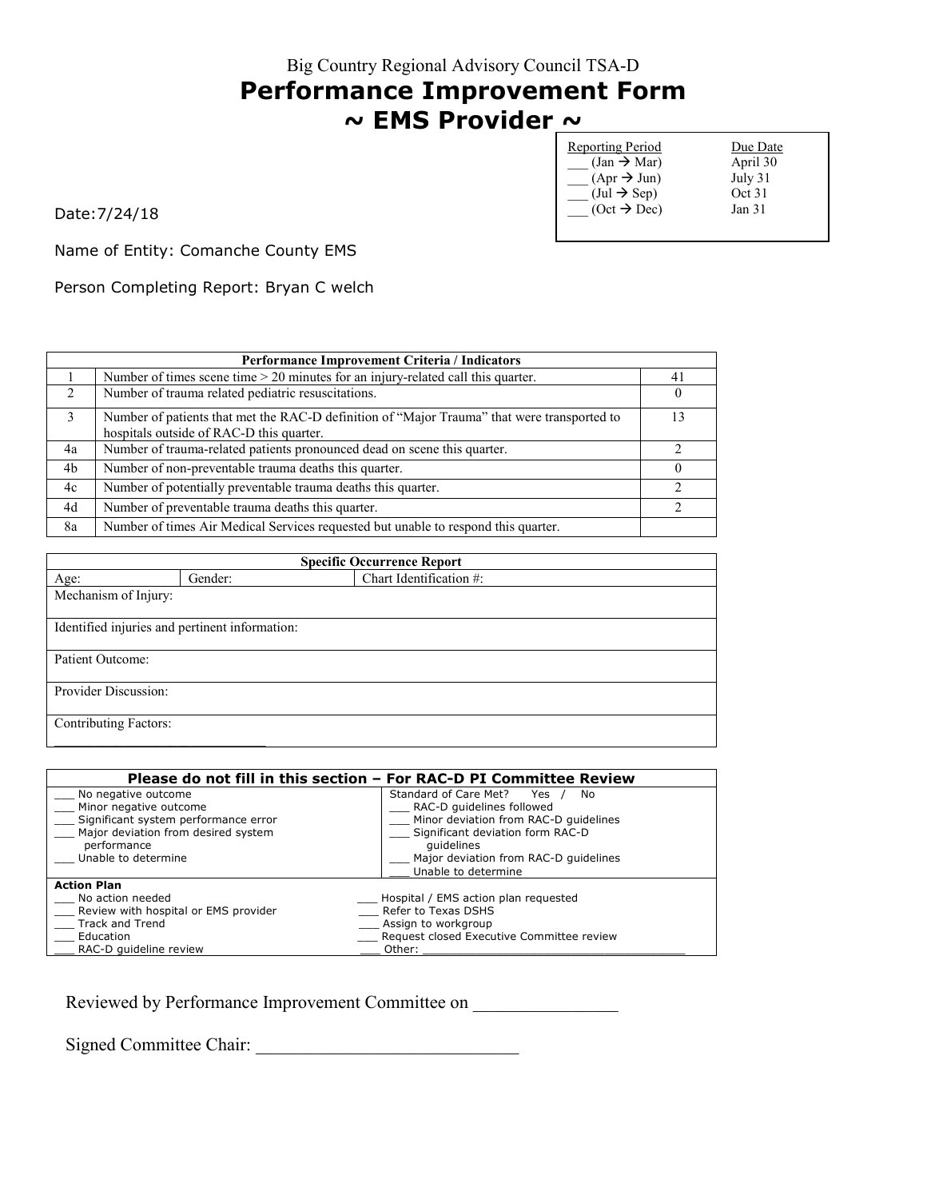Big Country Regional Advisory Council TSA-D

# Performance Improvement Form

## ~ EMS Provider ~

| Reporting Period | Due Date |
|---|---|
| ___ (Jan → Mar) | April 30 |
| ___ (Apr → Jun) | July 31 |
| ___ (Jul → Sep) | Oct 31 |
| ___ (Oct → Dec) | Jan 31 |

Date:7/24/18

Name of Entity: Comanche County EMS

Person Completing Report: Bryan C welch

| | Performance Improvement Criteria / Indicators | |
|---|---|---|
| 1 | Number of times scene time > 20 minutes for an injury-related call this quarter. | 41 |
| 2 | Number of trauma related pediatric resuscitations. | 0 |
| 3 | Number of patients that met the RAC-D definition of "Major Trauma" that were transported to hospitals outside of RAC-D this quarter. | 13 |
| 4a | Number of trauma-related patients pronounced dead on scene this quarter. | 2 |
| 4b | Number of non-preventable trauma deaths this quarter. | 0 |
| 4c | Number of potentially preventable trauma deaths this quarter. | 2 |
| 4d | Number of preventable trauma deaths this quarter. | 2 |
| 8a | Number of times Air Medical Services requested but unable to respond this quarter. | |

| Specific Occurrence Report | | |
|---|---|---|
| Age: | Gender: | Chart Identification #: |
| Mechanism of Injury: | | |
| Identified injuries and pertinent information: | | |
| Patient Outcome: | | |
| Provider Discussion: | | |
| Contributing Factors: | | |

| Please do not fill in this section – For RAC-D PI Committee Review | |
|---|---|
| ___ No negative outcome<br>___ Minor negative outcome<br>___ Significant system performance error<br>___ Major deviation from desired system performance<br>___ Unable to determine | Standard of Care Met? Yes / No<br>___ RAC-D guidelines followed<br>___ Minor deviation from RAC-D guidelines<br>___ Significant deviation form RAC-D guidelines<br>___ Major deviation from RAC-D guidelines<br>___ Unable to determine |
| **Action Plan**<br>___ No action needed<br>___ Review with hospital or EMS provider<br>___ Track and Trend<br>___ Education<br>___ RAC-D guideline review | <br>___ Hospital / EMS action plan requested<br>___ Refer to Texas DSHS<br>___ Assign to workgroup<br>___ Request closed Executive Committee review<br>___ Other: ____________________ |

Reviewed by Performance Improvement Committee on _______________

Signed Committee Chair: ____________________________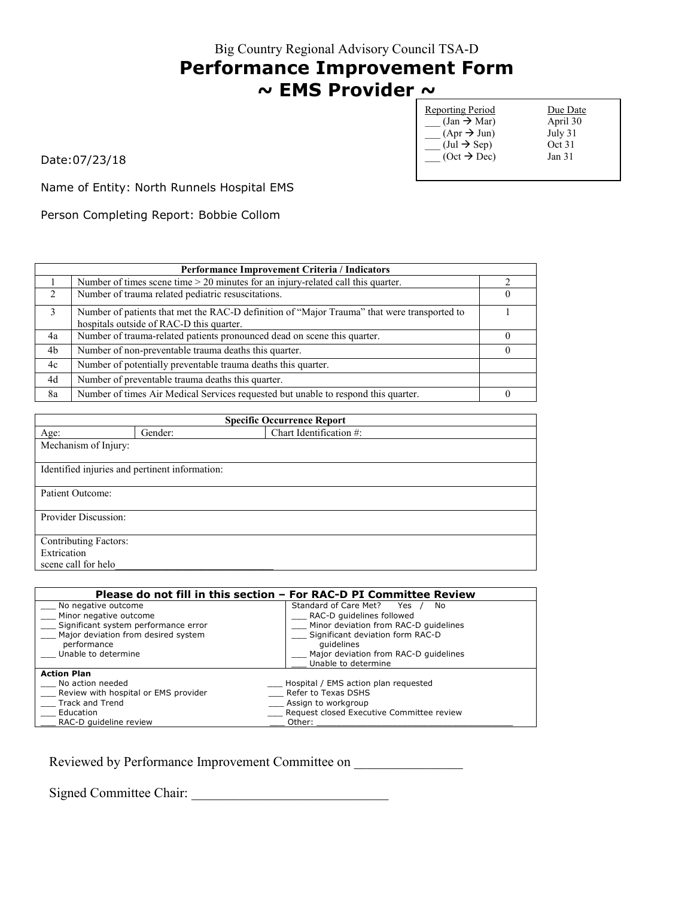Big Country Regional Advisory Council TSA-D

# Performance Improvement Form
# ~ EMS Provider ~

| Reporting Period | Due Date |
|---|---|
| ___ (Jan → Mar) | April 30 |
| ___ (Apr → Jun) | July 31 |
| ___ (Jul → Sep) | Oct 31 |
| ___ (Oct → Dec) | Jan 31 |

Date:07/23/18

Name of Entity: North Runnels Hospital EMS

Person Completing Report: Bobbie Collom

| Performance Improvement Criteria / Indicators | | |
|---|---|---|
| 1 | Number of times scene time > 20 minutes for an injury-related call this quarter. | 2 |
| 2 | Number of trauma related pediatric resuscitations. | 0 |
| 3 | Number of patients that met the RAC-D definition of "Major Trauma" that were transported to hospitals outside of RAC-D this quarter. | 1 |
| 4a | Number of trauma-related patients pronounced dead on scene this quarter. | 0 |
| 4b | Number of non-preventable trauma deaths this quarter. | 0 |
| 4c | Number of potentially preventable trauma deaths this quarter. | |
| 4d | Number of preventable trauma deaths this quarter. | |
| 8a | Number of times Air Medical Services requested but unable to respond this quarter. | 0 |

| Specific Occurrence Report | | |
|---|---|---|
| Age: | Gender: | Chart Identification #: |
| Mechanism of Injury: | | |
| Identified injuries and pertinent information: | | |
| Patient Outcome: | | |
| Provider Discussion: | | |
| Contributing Factors:<br>Extrication<br>scene call for helo___________________________ | | |

| Please do not fill in this section – For RAC-D PI Committee Review | |
|---|---|
| ___ No negative outcome<br>___ Minor negative outcome<br>___ Significant system performance error<br>___ Major deviation from desired system performance<br>___ Unable to determine | Standard of Care Met? Yes / No<br>___ RAC-D guidelines followed<br>___ Minor deviation from RAC-D guidelines<br>___ Significant deviation form RAC-D guidelines<br>___ Major deviation from RAC-D guidelines<br>___ Unable to determine |
| **Action Plan**<br>___ No action needed<br>___ Review with hospital or EMS provider<br>___ Track and Trend<br>___ Education<br>___ RAC-D guideline review | <br>___ Hospital / EMS action plan requested<br>___ Refer to Texas DSHS<br>___ Assign to workgroup<br>___ Request closed Executive Committee review<br>___ Other: ______________________________________ |

Reviewed by Performance Improvement Committee on _______________

Signed Committee Chair: ____________________________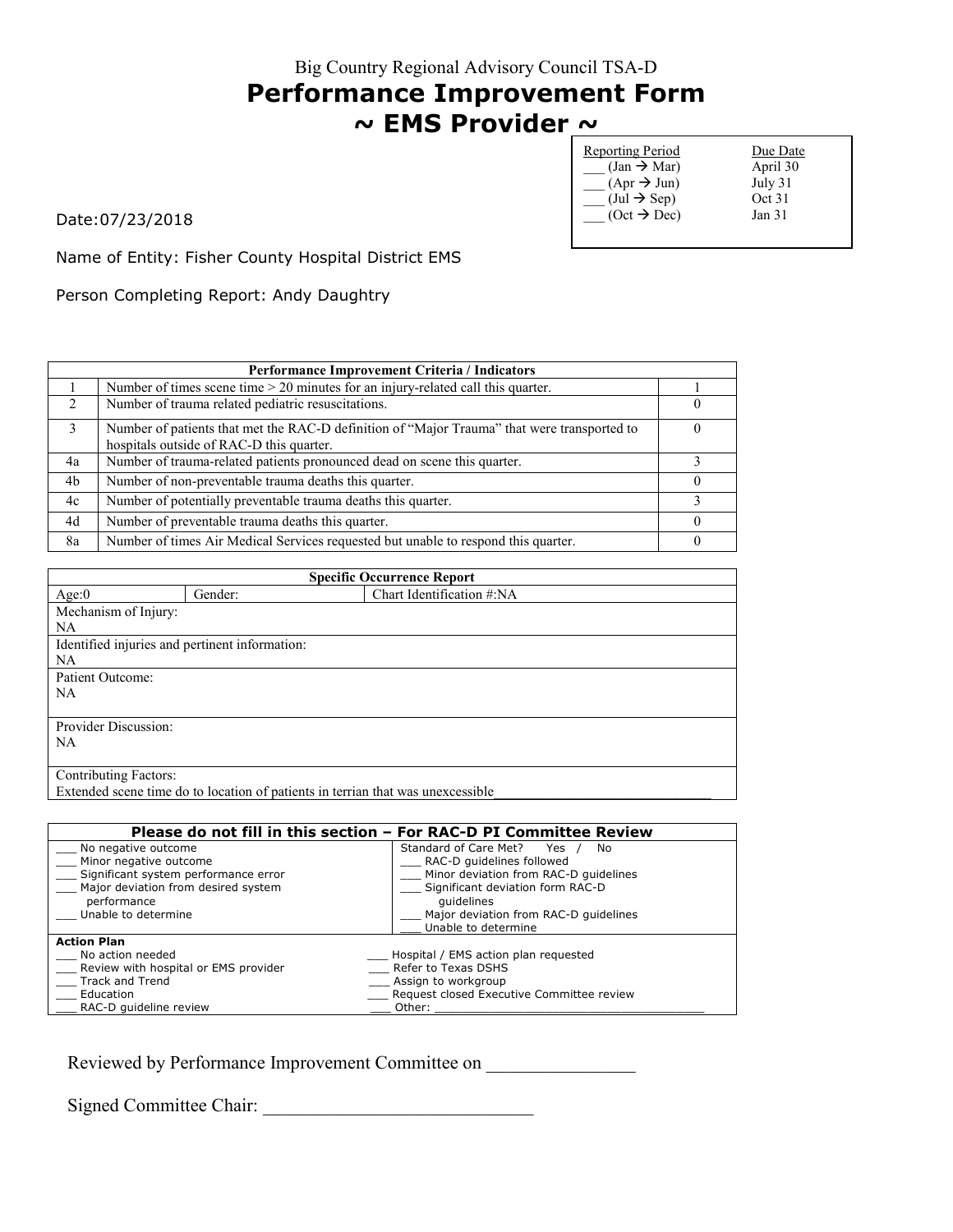Big Country Regional Advisory Council TSA-D

# Performance Improvement Form
## ~ EMS Provider ~

| Reporting Period | Due Date |
|---|---|
| ___ (Jan → Mar) | April 30 |
| ___ (Apr → Jun) | July 31 |
| ___ (Jul → Sep) | Oct 31 |
| ___ (Oct → Dec) | Jan 31 |

Date:07/23/2018

Name of Entity: Fisher County Hospital District EMS

Person Completing Report: Andy Daughtry

| | Performance Improvement Criteria / Indicators | |
|---|---|---|
| 1 | Number of times scene time > 20 minutes for an injury-related call this quarter. | 1 |
| 2 | Number of trauma related pediatric resuscitations. | 0 |
| 3 | Number of patients that met the RAC-D definition of "Major Trauma" that were transported to hospitals outside of RAC-D this quarter. | 0 |
| 4a | Number of trauma-related patients pronounced dead on scene this quarter. | 3 |
| 4b | Number of non-preventable trauma deaths this quarter. | 0 |
| 4c | Number of potentially preventable trauma deaths this quarter. | 3 |
| 4d | Number of preventable trauma deaths this quarter. | 0 |
| 8a | Number of times Air Medical Services requested but unable to respond this quarter. | 0 |

| Specific Occurrence Report | | |
|---|---|---|
| Age:0 | Gender: | Chart Identification #:NA |
| Mechanism of Injury: NA | | |
| Identified injuries and pertinent information: NA | | |
| Patient Outcome: NA | | |
| Provider Discussion: NA | | |
| Contributing Factors: Extended scene time do to location of patients in terrian that was unexcessible | | |

| Please do not fill in this section – For RAC-D PI Committee Review | |
|---|---|
| ___ No negative outcome<br>___ Minor negative outcome<br>___ Significant system performance error<br>___ Major deviation from desired system performance<br>___ Unable to determine | Standard of Care Met? Yes / No<br>___ RAC-D guidelines followed<br>___ Minor deviation from RAC-D guidelines<br>___ Significant deviation form RAC-D guidelines<br>___ Major deviation from RAC-D guidelines<br>___ Unable to determine |
| **Action Plan**<br>___ No action needed<br>___ Review with hospital or EMS provider<br>___ Track and Trend<br>___ Education<br>___ RAC-D guideline review | <br>___ Hospital / EMS action plan requested<br>___ Refer to Texas DSHS<br>___ Assign to workgroup<br>___ Request closed Executive Committee review<br>___ Other: ______________________ |

Reviewed by Performance Improvement Committee on ________________

Signed Committee Chair: ______________________________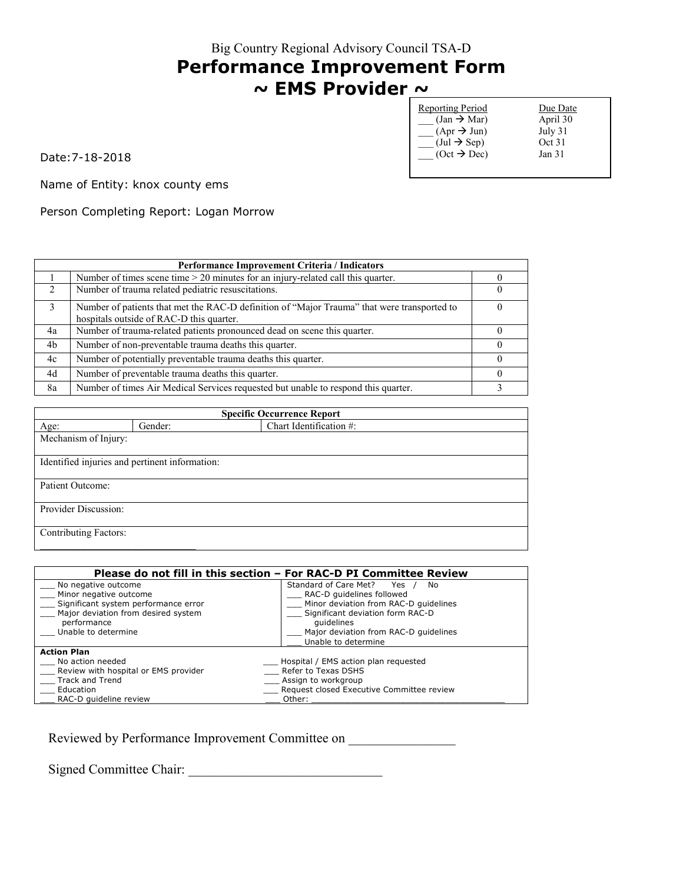Big Country Regional Advisory Council TSA-D

# Performance Improvement Form
# ~ EMS Provider ~

| Reporting Period | Due Date |
|---|---|
| ___ (Jan → Mar) | April 30 |
| ___ (Apr → Jun) | July 31 |
| ___ (Jul → Sep) | Oct 31 |
| ___ (Oct → Dec) | Jan 31 |

Date:7-18-2018

Name of Entity: knox county ems

Person Completing Report: Logan Morrow

| Performance Improvement Criteria / Indicators | | |
|---|---|---|
| 1 | Number of times scene time > 20 minutes for an injury-related call this quarter. | 0 |
| 2 | Number of trauma related pediatric resuscitations. | 0 |
| 3 | Number of patients that met the RAC-D definition of "Major Trauma" that were transported to hospitals outside of RAC-D this quarter. | 0 |
| 4a | Number of trauma-related patients pronounced dead on scene this quarter. | 0 |
| 4b | Number of non-preventable trauma deaths this quarter. | 0 |
| 4c | Number of potentially preventable trauma deaths this quarter. | 0 |
| 4d | Number of preventable trauma deaths this quarter. | 0 |
| 8a | Number of times Air Medical Services requested but unable to respond this quarter. | 3 |

| Specific Occurrence Report | | |
|---|---|---|
| Age: | Gender: | Chart Identification #: |
| Mechanism of Injury: | | |
| Identified injuries and pertinent information: | | |
| Patient Outcome: | | |
| Provider Discussion: | | |
| Contributing Factors: | | |

| Please do not fill in this section – For RAC-D PI Committee Review | |
|---|---|
| ___ No negative outcome<br>___ Minor negative outcome<br>___ Significant system performance error<br>___ Major deviation from desired system performance<br>___ Unable to determine | Standard of Care Met? Yes / No<br>___ RAC-D guidelines followed<br>___ Minor deviation from RAC-D guidelines<br>___ Significant deviation form RAC-D guidelines<br>___ Major deviation from RAC-D guidelines<br>___ Unable to determine |
| **Action Plan**<br>___ No action needed<br>___ Review with hospital or EMS provider<br>___ Track and Trend<br>___ Education<br>___ RAC-D guideline review | <br>___ Hospital / EMS action plan requested<br>___ Refer to Texas DSHS<br>___ Assign to workgroup<br>___ Request closed Executive Committee review<br>___ Other: ______________________ |

Reviewed by Performance Improvement Committee on _______________

Signed Committee Chair: ____________________________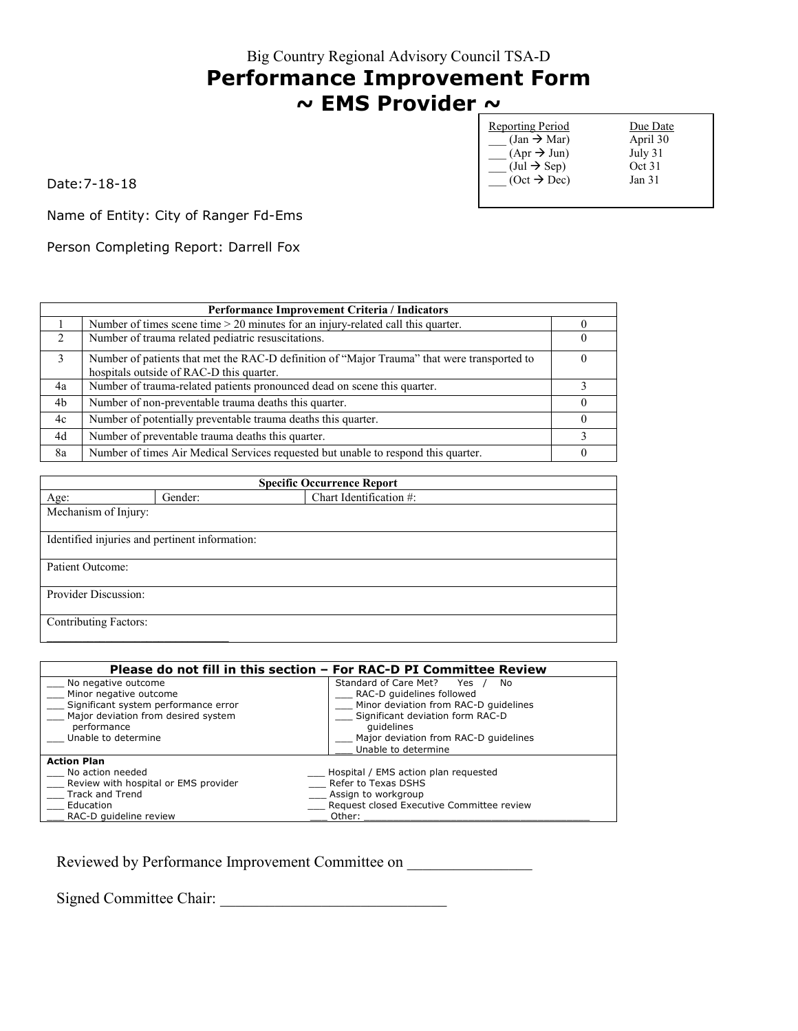Big Country Regional Advisory Council TSA-D

# Performance Improvement Form
# ~ EMS Provider ~

| Reporting Period | Due Date |
|---|---|
| ___ (Jan → Mar) | April 30 |
| ___ (Apr → Jun) | July 31 |
| ___ (Jul → Sep) | Oct 31 |
| ___ (Oct → Dec) | Jan 31 |

Date:7-18-18

Name of Entity: City of Ranger Fd-Ems

Person Completing Report: Darrell Fox

| Performance Improvement Criteria / Indicators | | |
|---|---|---|
| 1 | Number of times scene time > 20 minutes for an injury-related call this quarter. | 0 |
| 2 | Number of trauma related pediatric resuscitations. | 0 |
| 3 | Number of patients that met the RAC-D definition of "Major Trauma" that were transported to hospitals outside of RAC-D this quarter. | 0 |
| 4a | Number of trauma-related patients pronounced dead on scene this quarter. | 3 |
| 4b | Number of non-preventable trauma deaths this quarter. | 0 |
| 4c | Number of potentially preventable trauma deaths this quarter. | 0 |
| 4d | Number of preventable trauma deaths this quarter. | 3 |
| 8a | Number of times Air Medical Services requested but unable to respond this quarter. | 0 |

| Specific Occurrence Report | | |
|---|---|---|
| Age: | Gender: | Chart Identification #: |
| Mechanism of Injury: | | |
| Identified injuries and pertinent information: | | |
| Patient Outcome: | | |
| Provider Discussion: | | |
| Contributing Factors: | | |

**Please do not fill in this section – For RAC-D PI Committee Review**

| | Standard of Care Met? Yes / No |
|---|---|
| ___ No negative outcome | ___ RAC-D guidelines followed |
| ___ Minor negative outcome | ___ Minor deviation from RAC-D guidelines |
| ___ Significant system performance error | ___ Significant deviation form RAC-D guidelines |
| ___ Major deviation from desired system performance | ___ Major deviation from RAC-D guidelines |
| ___ Unable to determine | ___ Unable to determine |

**Action Plan**

| | |
|---|---|
| ___ No action needed | ___ Hospital / EMS action plan requested |
| ___ Review with hospital or EMS provider | ___ Refer to Texas DSHS |
| ___ Track and Trend | ___ Assign to workgroup |
| ___ Education | ___ Request closed Executive Committee review |
| ___ RAC-D guideline review | ___ Other: ________________________ |

Reviewed by Performance Improvement Committee on _______________

Signed Committee Chair: ____________________________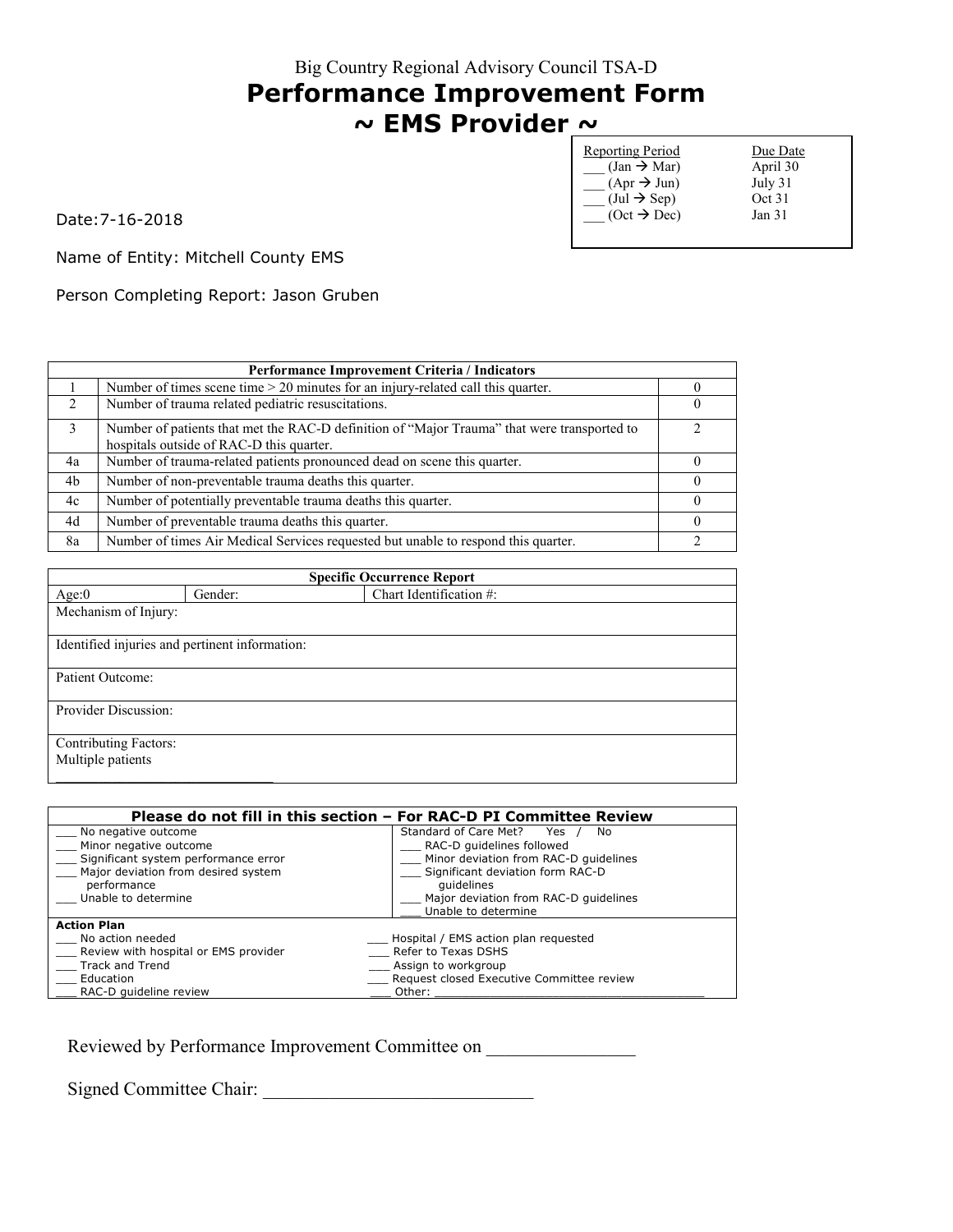Big Country Regional Advisory Council TSA-D

# Performance Improvement Form

## ~ EMS Provider ~

| Reporting Period | Due Date |
|---|---|
| ___ (Jan → Mar) | April 30 |
| ___ (Apr → Jun) | July 31 |
| ___ (Jul → Sep) | Oct 31 |
| ___ (Oct → Dec) | Jan 31 |

Date:7-16-2018

Name of Entity: Mitchell County EMS

Person Completing Report: Jason Gruben

| Performance Improvement Criteria / Indicators | | |
|---|---|---|
| 1 | Number of times scene time > 20 minutes for an injury-related call this quarter. | 0 |
| 2 | Number of trauma related pediatric resuscitations. | 0 |
| 3 | Number of patients that met the RAC-D definition of "Major Trauma" that were transported to hospitals outside of RAC-D this quarter. | 2 |
| 4a | Number of trauma-related patients pronounced dead on scene this quarter. | 0 |
| 4b | Number of non-preventable trauma deaths this quarter. | 0 |
| 4c | Number of potentially preventable trauma deaths this quarter. | 0 |
| 4d | Number of preventable trauma deaths this quarter. | 0 |
| 8a | Number of times Air Medical Services requested but unable to respond this quarter. | 2 |

| Specific Occurrence Report | | |
|---|---|---|
| Age:0 | Gender: | Chart Identification #: |
| Mechanism of Injury: | | |
| Identified injuries and pertinent information: | | |
| Patient Outcome: | | |
| Provider Discussion: | | |
| Contributing Factors:<br>Multiple patients | | |

| Please do not fill in this section – For RAC-D PI Committee Review | |
|---|---|
| ___ No negative outcome<br>___ Minor negative outcome<br>___ Significant system performance error<br>___ Major deviation from desired system performance<br>___ Unable to determine | Standard of Care Met? Yes / No<br>___ RAC-D guidelines followed<br>___ Minor deviation from RAC-D guidelines<br>___ Significant deviation form RAC-D guidelines<br>___ Major deviation from RAC-D guidelines<br>___ Unable to determine |
| **Action Plan**<br>___ No action needed<br>___ Review with hospital or EMS provider<br>___ Track and Trend<br>___ Education<br>___ RAC-D guideline review | ___ Hospital / EMS action plan requested<br>___ Refer to Texas DSHS<br>___ Assign to workgroup<br>___ Request closed Executive Committee review<br>___ Other: ______________________________ |

Reviewed by Performance Improvement Committee on _______________

Signed Committee Chair: ____________________________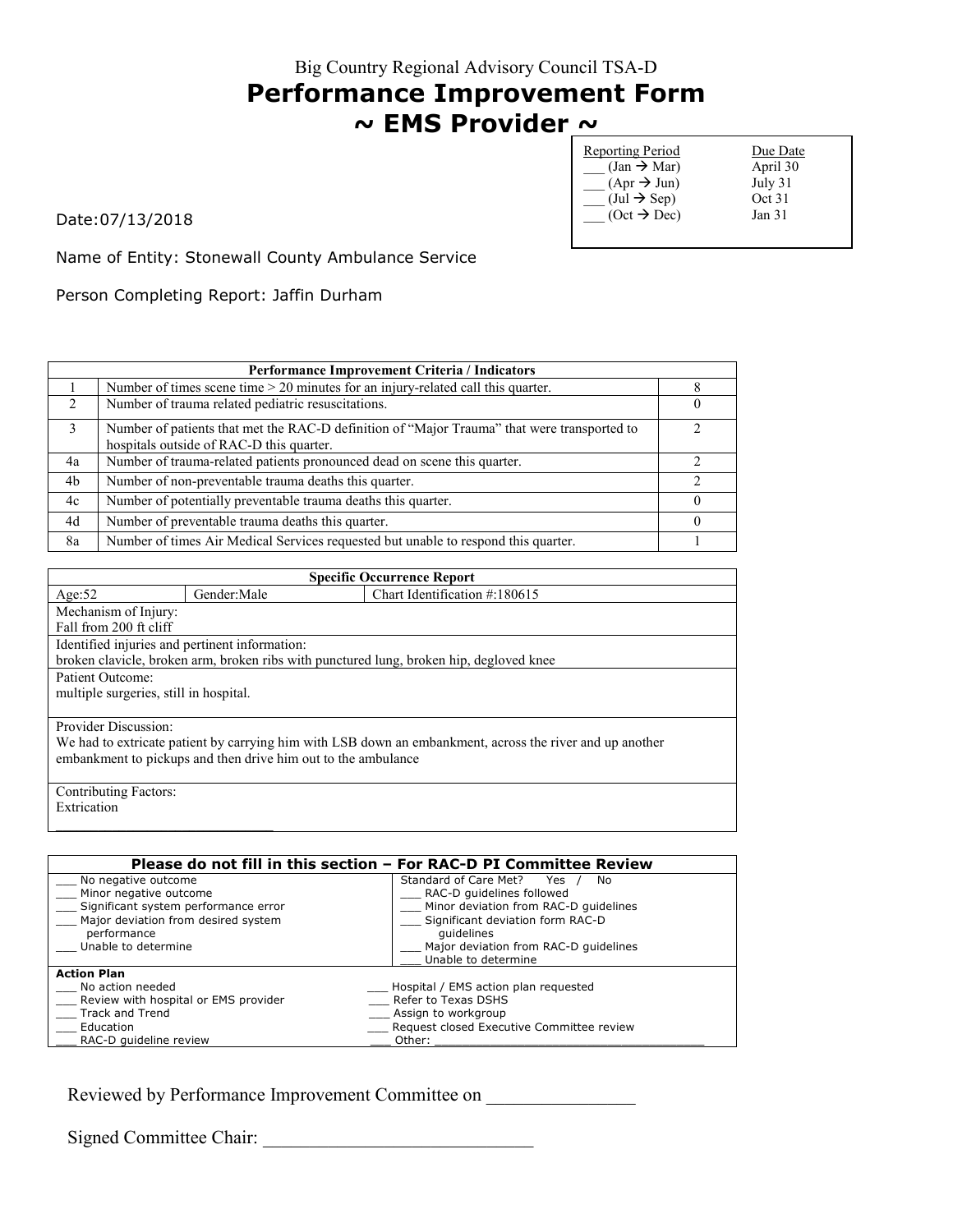Big Country Regional Advisory Council TSA-D

# Performance Improvement Form

## ~ EMS Provider ~

| Reporting Period | Due Date |
|---|---|
| ___ (Jan → Mar) | April 30 |
| ___ (Apr → Jun) | July 31 |
| ___ (Jul → Sep) | Oct 31 |
| ___ (Oct → Dec) | Jan 31 |

Date:07/13/2018

Name of Entity: Stonewall County Ambulance Service

Person Completing Report: Jaffin Durham

| Performance Improvement Criteria / Indicators | | |
|---|---|---|
| 1 | Number of times scene time > 20 minutes for an injury-related call this quarter. | 8 |
| 2 | Number of trauma related pediatric resuscitations. | 0 |
| 3 | Number of patients that met the RAC-D definition of "Major Trauma" that were transported to hospitals outside of RAC-D this quarter. | 2 |
| 4a | Number of trauma-related patients pronounced dead on scene this quarter. | 2 |
| 4b | Number of non-preventable trauma deaths this quarter. | 2 |
| 4c | Number of potentially preventable trauma deaths this quarter. | 0 |
| 4d | Number of preventable trauma deaths this quarter. | 0 |
| 8a | Number of times Air Medical Services requested but unable to respond this quarter. | 1 |

| Specific Occurrence Report | | |
|---|---|---|
| Age:52 | Gender:Male | Chart Identification #:180615 |
| Mechanism of Injury:<br>Fall from 200 ft cliff | | |
| Identified injuries and pertinent information:<br>broken clavicle, broken arm, broken ribs with punctured lung, broken hip, degloved knee | | |
| Patient Outcome:<br>multiple surgeries, still in hospital. | | |
| Provider Discussion:<br>We had to extricate patient by carrying him with LSB down an embankment, across the river and up another embankment to pickups and then drive him out to the ambulance | | |
| Contributing Factors:<br>Extrication | | |

| Please do not fill in this section – For RAC-D PI Committee Review | |
|---|---|
| ___ No negative outcome<br>___ Minor negative outcome<br>___ Significant system performance error<br>___ Major deviation from desired system performance<br>___ Unable to determine | Standard of Care Met? Yes / No<br>___ RAC-D guidelines followed<br>___ Minor deviation from RAC-D guidelines<br>___ Significant deviation form RAC-D guidelines<br>___ Major deviation from RAC-D guidelines<br>___ Unable to determine |
| **Action Plan**<br>___ No action needed<br>___ Review with hospital or EMS provider<br>___ Track and Trend<br>___ Education<br>___ RAC-D guideline review | <br>___ Hospital / EMS action plan requested<br>___ Refer to Texas DSHS<br>___ Assign to workgroup<br>___ Request closed Executive Committee review<br>___ Other: ___________________________ |

Reviewed by Performance Improvement Committee on _______________

Signed Committee Chair: ____________________________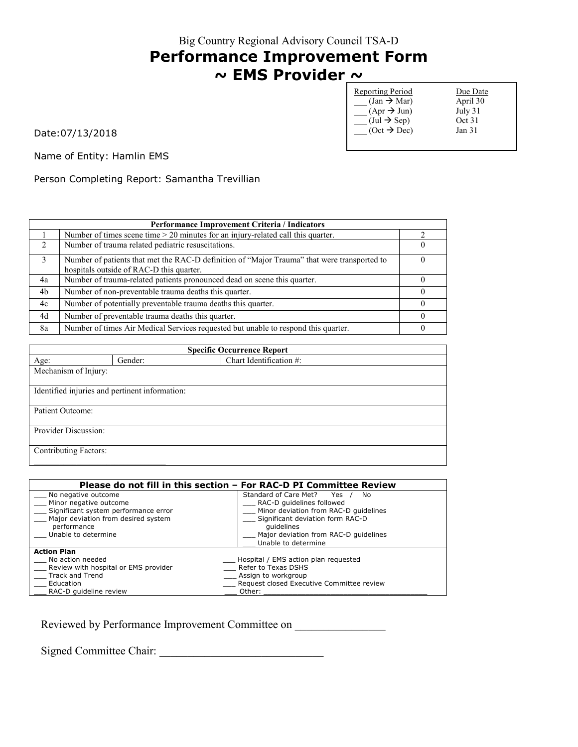Big Country Regional Advisory Council TSA-D

# Performance Improvement Form

## ~ EMS Provider ~

| Reporting Period | Due Date |
|---|---|
| ___ (Jan → Mar) | April 30 |
| ___ (Apr → Jun) | July 31 |
| ___ (Jul → Sep) | Oct 31 |
| ___ (Oct → Dec) | Jan 31 |

Date:07/13/2018

Name of Entity: Hamlin EMS

Person Completing Report: Samantha Trevillian

| Performance Improvement Criteria / Indicators | | |
|---|---|---|
| 1 | Number of times scene time > 20 minutes for an injury-related call this quarter. | 2 |
| 2 | Number of trauma related pediatric resuscitations. | 0 |
| 3 | Number of patients that met the RAC-D definition of "Major Trauma" that were transported to hospitals outside of RAC-D this quarter. | 0 |
| 4a | Number of trauma-related patients pronounced dead on scene this quarter. | 0 |
| 4b | Number of non-preventable trauma deaths this quarter. | 0 |
| 4c | Number of potentially preventable trauma deaths this quarter. | 0 |
| 4d | Number of preventable trauma deaths this quarter. | 0 |
| 8a | Number of times Air Medical Services requested but unable to respond this quarter. | 0 |

| Specific Occurrence Report | | |
|---|---|---|
| Age: | Gender: | Chart Identification #: |
| Mechanism of Injury: | | |
| Identified injuries and pertinent information: | | |
| Patient Outcome: | | |
| Provider Discussion: | | |
| Contributing Factors: | | |

| Please do not fill in this section – For RAC-D PI Committee Review | |
|---|---|
| ___ No negative outcome<br>___ Minor negative outcome<br>___ Significant system performance error<br>___ Major deviation from desired system performance<br>___ Unable to determine | Standard of Care Met? Yes / No<br>___ RAC-D guidelines followed<br>___ Minor deviation from RAC-D guidelines<br>___ Significant deviation form RAC-D guidelines<br>___ Major deviation from RAC-D guidelines<br>___ Unable to determine |
| **Action Plan**<br>___ No action needed<br>___ Review with hospital or EMS provider<br>___ Track and Trend<br>___ Education<br>___ RAC-D guideline review | <br>___ Hospital / EMS action plan requested<br>___ Refer to Texas DSHS<br>___ Assign to workgroup<br>___ Request closed Executive Committee review<br>___ Other: ____________________ |

Reviewed by Performance Improvement Committee on _______________

Signed Committee Chair: ____________________________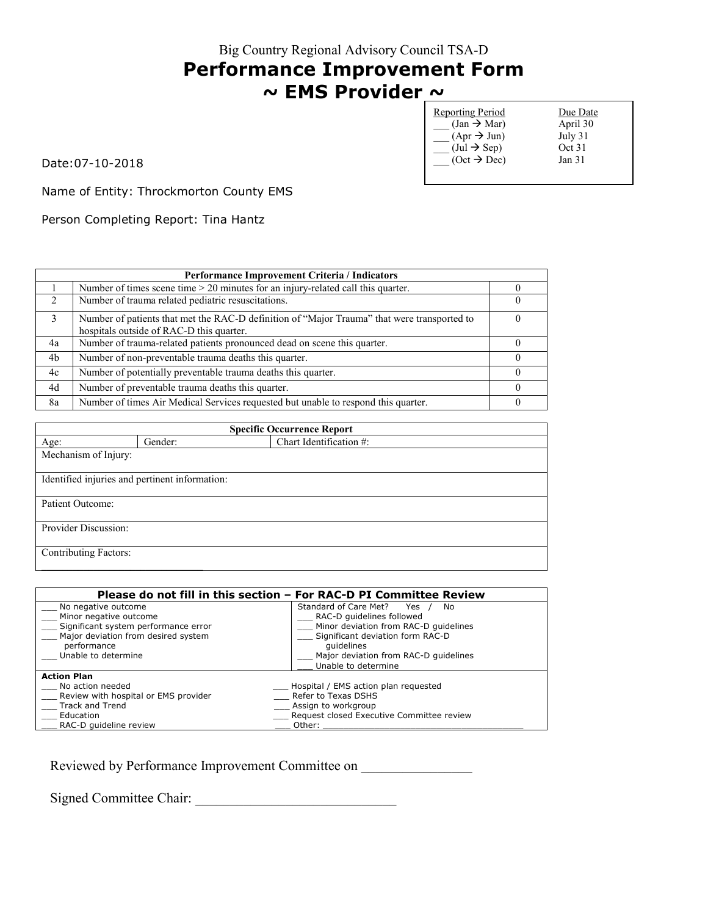Big Country Regional Advisory Council TSA-D

# Performance Improvement Form

## ~ EMS Provider ~

| Reporting Period | Due Date |
|---|---|
| ___ (Jan → Mar) | April 30 |
| ___ (Apr → Jun) | July 31 |
| ___ (Jul → Sep) | Oct 31 |
| ___ (Oct → Dec) | Jan 31 |

Date:07-10-2018

Name of Entity: Throckmorton County EMS

Person Completing Report: Tina Hantz

| Performance Improvement Criteria / Indicators | | |
|---|---|---|
| 1 | Number of times scene time > 20 minutes for an injury-related call this quarter. | 0 |
| 2 | Number of trauma related pediatric resuscitations. | 0 |
| 3 | Number of patients that met the RAC-D definition of "Major Trauma" that were transported to hospitals outside of RAC-D this quarter. | 0 |
| 4a | Number of trauma-related patients pronounced dead on scene this quarter. | 0 |
| 4b | Number of non-preventable trauma deaths this quarter. | 0 |
| 4c | Number of potentially preventable trauma deaths this quarter. | 0 |
| 4d | Number of preventable trauma deaths this quarter. | 0 |
| 8a | Number of times Air Medical Services requested but unable to respond this quarter. | 0 |

| Specific Occurrence Report | | |
|---|---|---|
| Age: | Gender: | Chart Identification #: |
| Mechanism of Injury: | | |
| Identified injuries and pertinent information: | | |
| Patient Outcome: | | |
| Provider Discussion: | | |
| Contributing Factors: | | |

| Please do not fill in this section – For RAC-D PI Committee Review | |
|---|---|
| ___ No negative outcome<br>___ Minor negative outcome<br>___ Significant system performance error<br>___ Major deviation from desired system performance<br>___ Unable to determine | Standard of Care Met? Yes / No<br>___ RAC-D guidelines followed<br>___ Minor deviation from RAC-D guidelines<br>___ Significant deviation form RAC-D guidelines<br>___ Major deviation from RAC-D guidelines<br>___ Unable to determine |
| **Action Plan**<br>___ No action needed<br>___ Review with hospital or EMS provider<br>___ Track and Trend<br>___ Education<br>___ RAC-D guideline review | ___ Hospital / EMS action plan requested<br>___ Refer to Texas DSHS<br>___ Assign to workgroup<br>___ Request closed Executive Committee review<br>___ Other: ______________________________ |

Reviewed by Performance Improvement Committee on _______________

Signed Committee Chair: ____________________________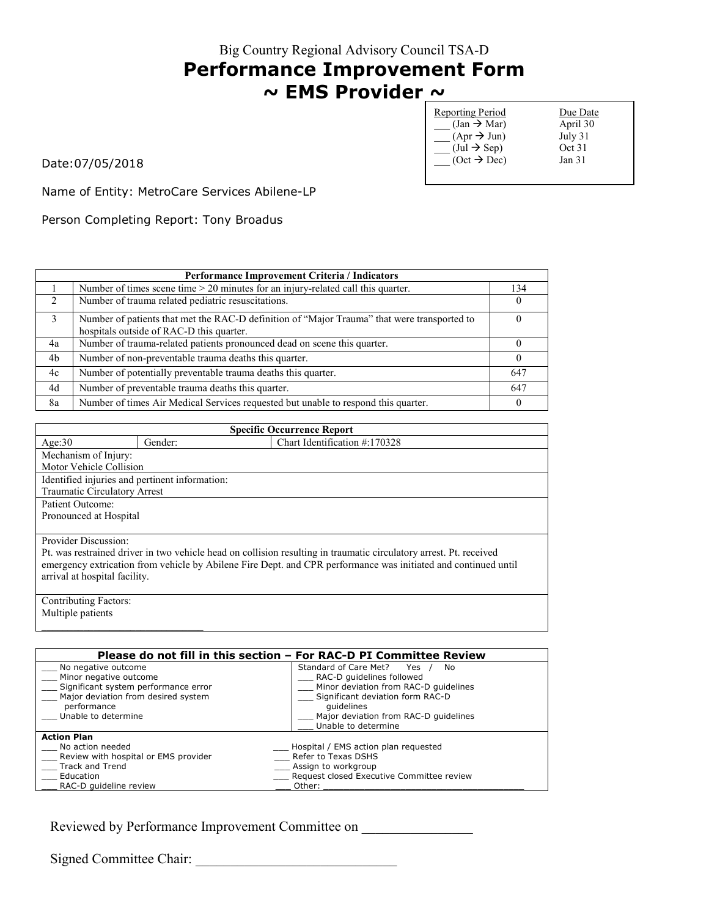Big Country Regional Advisory Council TSA-D

# Performance Improvement Form

## ~ EMS Provider ~

| Reporting Period | Due Date |
|---|---|
| ___ (Jan → Mar) | April 30 |
| ___ (Apr → Jun) | July 31 |
| ___ (Jul → Sep) | Oct 31 |
| ___ (Oct → Dec) | Jan 31 |

Date:07/05/2018

Name of Entity: MetroCare Services Abilene-LP

Person Completing Report: Tony Broadus

| Performance Improvement Criteria / Indicators | | |
|---|---|---|
| 1 | Number of times scene time > 20 minutes for an injury-related call this quarter. | 134 |
| 2 | Number of trauma related pediatric resuscitations. | 0 |
| 3 | Number of patients that met the RAC-D definition of "Major Trauma" that were transported to hospitals outside of RAC-D this quarter. | 0 |
| 4a | Number of trauma-related patients pronounced dead on scene this quarter. | 0 |
| 4b | Number of non-preventable trauma deaths this quarter. | 0 |
| 4c | Number of potentially preventable trauma deaths this quarter. | 647 |
| 4d | Number of preventable trauma deaths this quarter. | 647 |
| 8a | Number of times Air Medical Services requested but unable to respond this quarter. | 0 |

| Specific Occurrence Report | | |
|---|---|---|
| Age:30 | Gender: | Chart Identification #:170328 |
| Mechanism of Injury:<br>Motor Vehicle Collision | | |
| Identified injuries and pertinent information:<br>Traumatic Circulatory Arrest | | |
| Patient Outcome:<br>Pronounced at Hospital | | |
| Provider Discussion:<br>Pt. was restrained driver in two vehicle head on collision resulting in traumatic circulatory arrest. Pt. received emergency extrication from vehicle by Abilene Fire Dept. and CPR performance was initiated and continued until arrival at hospital facility. | | |
| Contributing Factors:<br>Multiple patients | | |

| Please do not fill in this section – For RAC-D PI Committee Review | |
|---|---|
| ___ No negative outcome<br>___ Minor negative outcome<br>___ Significant system performance error<br>___ Major deviation from desired system performance<br>___ Unable to determine | Standard of Care Met? Yes / No<br>___ RAC-D guidelines followed<br>___ Minor deviation from RAC-D guidelines<br>___ Significant deviation form RAC-D guidelines<br>___ Major deviation from RAC-D guidelines<br>___ Unable to determine |
| **Action Plan**<br>___ No action needed<br>___ Review with hospital or EMS provider<br>___ Track and Trend<br>___ Education<br>___ RAC-D guideline review | ___ Hospital / EMS action plan requested<br>___ Refer to Texas DSHS<br>___ Assign to workgroup<br>___ Request closed Executive Committee review<br>___ Other: ________________________________ |

Reviewed by Performance Improvement Committee on _______________

Signed Committee Chair: _____________________________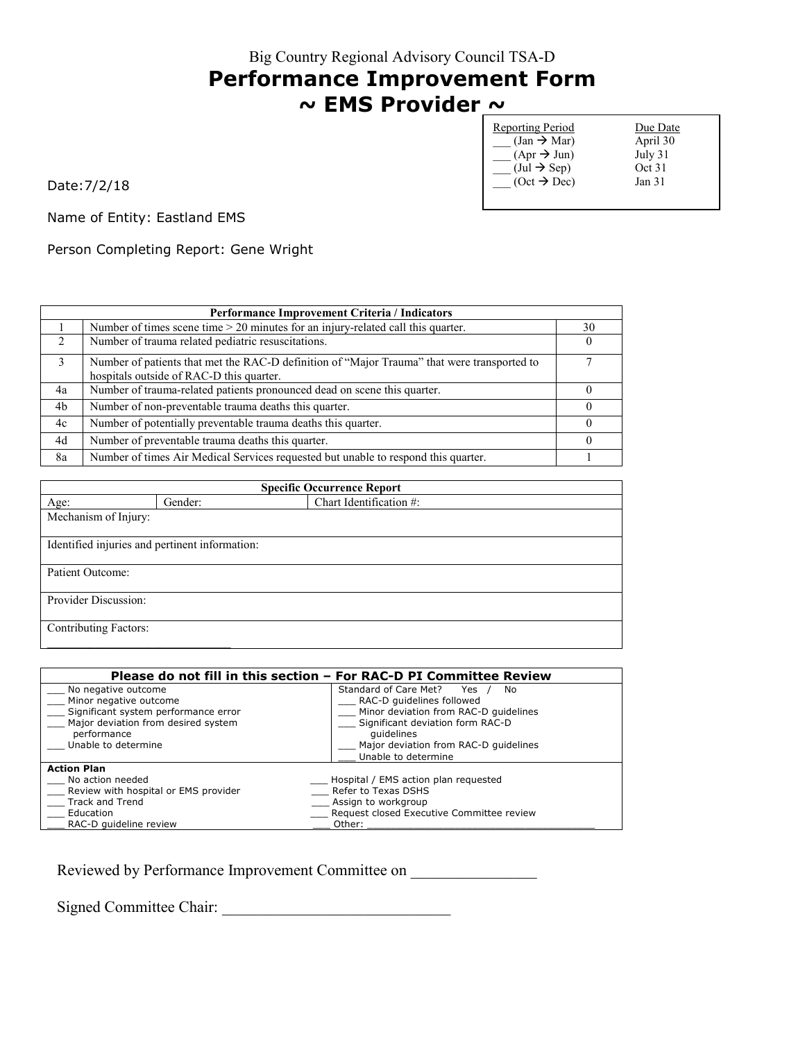Big Country Regional Advisory Council TSA-D

# Performance Improvement Form
# ~ EMS Provider ~

| Reporting Period | Due Date |
|---|---|
| ___ (Jan → Mar) | April 30 |
| ___ (Apr → Jun) | July 31 |
| ___ (Jul → Sep) | Oct 31 |
| ___ (Oct → Dec) | Jan 31 |

Date:7/2/18

Name of Entity: Eastland EMS

Person Completing Report: Gene Wright

| Performance Improvement Criteria / Indicators | | |
|---|---|---|
| 1 | Number of times scene time > 20 minutes for an injury-related call this quarter. | 30 |
| 2 | Number of trauma related pediatric resuscitations. | 0 |
| 3 | Number of patients that met the RAC-D definition of "Major Trauma" that were transported to hospitals outside of RAC-D this quarter. | 7 |
| 4a | Number of trauma-related patients pronounced dead on scene this quarter. | 0 |
| 4b | Number of non-preventable trauma deaths this quarter. | 0 |
| 4c | Number of potentially preventable trauma deaths this quarter. | 0 |
| 4d | Number of preventable trauma deaths this quarter. | 0 |
| 8a | Number of times Air Medical Services requested but unable to respond this quarter. | 1 |

| Specific Occurrence Report | | |
|---|---|---|
| Age: | Gender: | Chart Identification #: |
| Mechanism of Injury: | | |
| Identified injuries and pertinent information: | | |
| Patient Outcome: | | |
| Provider Discussion: | | |
| Contributing Factors: | | |

| Please do not fill in this section – For RAC-D PI Committee Review | |
|---|---|
| ___ No negative outcome<br>___ Minor negative outcome<br>___ Significant system performance error<br>___ Major deviation from desired system performance<br>___ Unable to determine | Standard of Care Met? Yes / No<br>___ RAC-D guidelines followed<br>___ Minor deviation from RAC-D guidelines<br>___ Significant deviation form RAC-D guidelines<br>___ Major deviation from RAC-D guidelines<br>___ Unable to determine |
| **Action Plan**<br>___ No action needed<br>___ Review with hospital or EMS provider<br>___ Track and Trend<br>___ Education<br>___ RAC-D guideline review | <br>___ Hospital / EMS action plan requested<br>___ Refer to Texas DSHS<br>___ Assign to workgroup<br>___ Request closed Executive Committee review<br>___ Other: ______________________ |

Reviewed by Performance Improvement Committee on _______________

Signed Committee Chair: _____________________________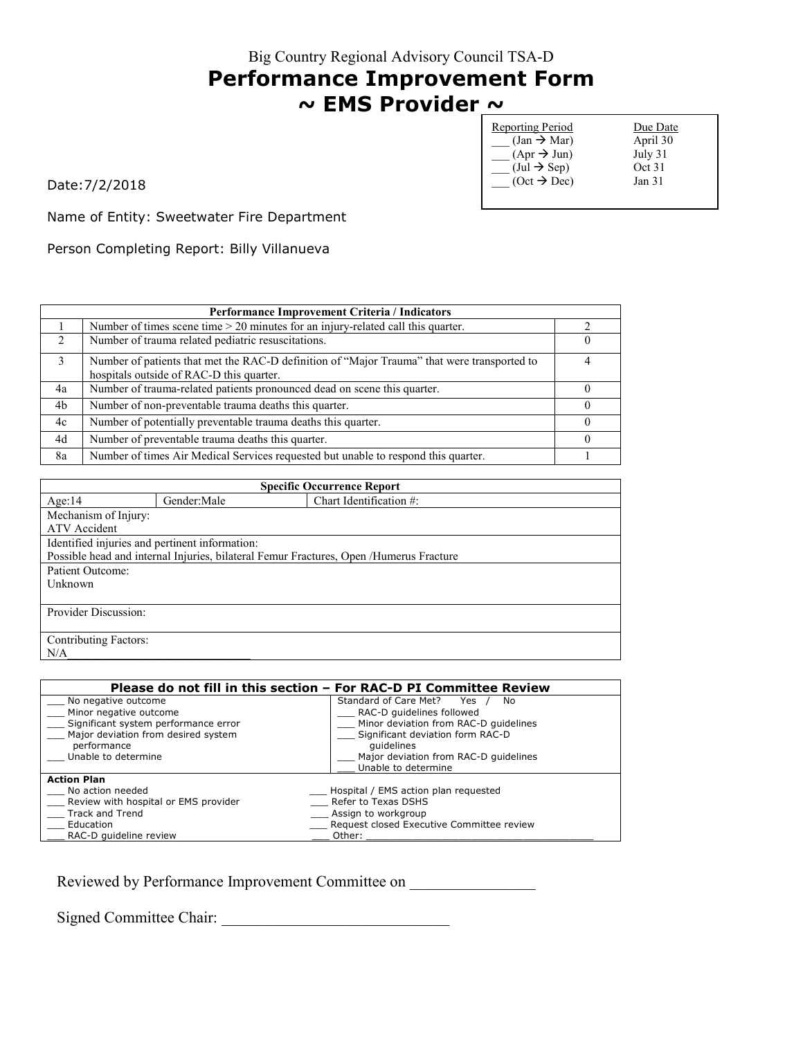Big Country Regional Advisory Council TSA-D

# Performance Improvement Form
# ~ EMS Provider ~

| Reporting Period | Due Date |
|---|---|
| ___ (Jan → Mar) | April 30 |
| ___ (Apr → Jun) | July 31 |
| ___ (Jul → Sep) | Oct 31 |
| ___ (Oct → Dec) | Jan 31 |

Date:7/2/2018

Name of Entity: Sweetwater Fire Department

Person Completing Report: Billy Villanueva

| Performance Improvement Criteria / Indicators | | |
|---|---|---|
| 1 | Number of times scene time > 20 minutes for an injury-related call this quarter. | 2 |
| 2 | Number of trauma related pediatric resuscitations. | 0 |
| 3 | Number of patients that met the RAC-D definition of "Major Trauma" that were transported to hospitals outside of RAC-D this quarter. | 4 |
| 4a | Number of trauma-related patients pronounced dead on scene this quarter. | 0 |
| 4b | Number of non-preventable trauma deaths this quarter. | 0 |
| 4c | Number of potentially preventable trauma deaths this quarter. | 0 |
| 4d | Number of preventable trauma deaths this quarter. | 0 |
| 8a | Number of times Air Medical Services requested but unable to respond this quarter. | 1 |

| Specific Occurrence Report | | |
|---|---|---|
| Age:14 | Gender:Male | Chart Identification #: |
| Mechanism of Injury:<br>ATV Accident | | |
| Identified injuries and pertinent information:<br>Possible head and internal Injuries, bilateral Femur Fractures, Open /Humerus Fracture | | |
| Patient Outcome:<br>Unknown | | |
| Provider Discussion: | | |
| Contributing Factors:<br>N/A___________________________ | | |

| Please do not fill in this section – For RAC-D PI Committee Review | |
|---|---|
| ___ No negative outcome<br>___ Minor negative outcome<br>___ Significant system performance error<br>___ Major deviation from desired system performance<br>___ Unable to determine | Standard of Care Met? Yes / No<br>___ RAC-D guidelines followed<br>___ Minor deviation from RAC-D guidelines<br>___ Significant deviation form RAC-D guidelines<br>___ Major deviation from RAC-D guidelines<br>___ Unable to determine |
| **Action Plan**<br>___ No action needed<br>___ Review with hospital or EMS provider<br>___ Track and Trend<br>___ Education<br>___ RAC-D guideline review | ___ Hospital / EMS action plan requested<br>___ Refer to Texas DSHS<br>___ Assign to workgroup<br>___ Request closed Executive Committee review<br>___ Other: ______________________________________ |

Reviewed by Performance Improvement Committee on _______________

Signed Committee Chair: ____________________________